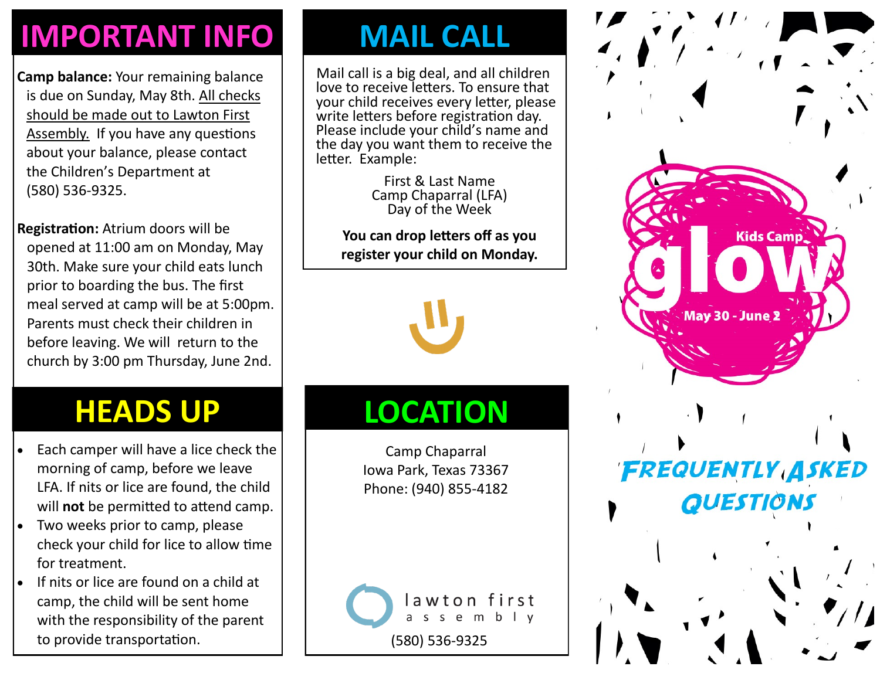## IMPORTANT INFO

**Camp balance:** Your remaining balance is due on Sunday, May 8th. All checks should be made out to Lawton First Assembly. If you have any questions about your balance, please contact the Children's Department at (580) 536-9325.

**Registration:** Atrium doors will be opened at 11:00 am on Monday, May 30th. Make sure your child eats lunch prior to boarding the bus. The first meal served at camp will be at 5:00pm. Parents must check their children in before leaving. We will return to the church by 3:00 pm Thursday, June 2nd.

## HEADS UP

- Each camper will have a lice check the morning of camp, before we leave LFA. If nits or lice are found, the child will **not** be permitted to attend camp.
- Two weeks prior to camp, please check your child for lice to allow time for treatment.
- If nits or lice are found on a child at camp, the child will be sent home with the responsibility of the parent to provide transportation.

## MAIL CALL

Mail call is a big deal, and all children love to receive letters. To ensure that your child receives every letter, please write letters before registration day. Please include your child's name and the day you want them to receive the letter. Example:

First & Last Name
Camp Chaparral (LFA)
Day of the Week

**You can drop letters off as you register your child on Monday.**

## LOCATION

Camp Chaparral
Iowa Park, Texas 73367
Phone: (940) 855-4182

lawton first assembly
(580) 536-9325

Kids Camp
glow
May 30 - June 2

# FREQUENTLY ASKED QUESTIONS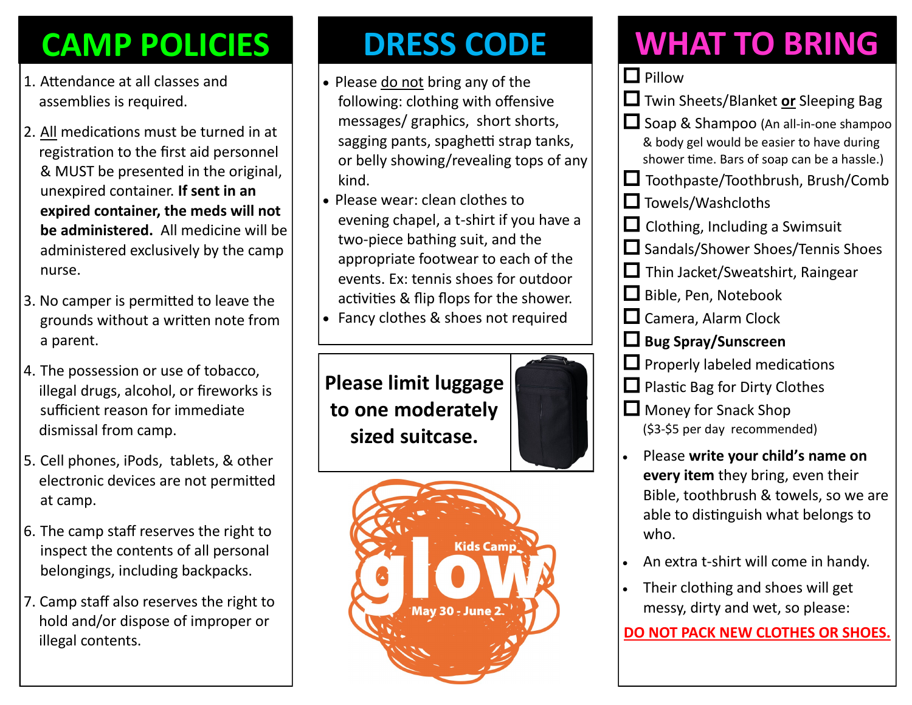## CAMP POLICIES

1. Attendance at all classes and assemblies is required.
2. All medications must be turned in at registration to the first aid personnel & MUST be presented in the original, unexpired container. **If sent in an expired container, the meds will not be administered.** All medicine will be administered exclusively by the camp nurse.
3. No camper is permitted to leave the grounds without a written note from a parent.
4. The possession or use of tobacco, illegal drugs, alcohol, or fireworks is sufficient reason for immediate dismissal from camp.
5. Cell phones, iPods, tablets, & other electronic devices are not permitted at camp.
6. The camp staff reserves the right to inspect the contents of all personal belongings, including backpacks.
7. Camp staff also reserves the right to hold and/or dispose of improper or illegal contents.

## DRESS CODE

- Please do not bring any of the following: clothing with offensive messages/ graphics, short shorts, sagging pants, spaghetti strap tanks, or belly showing/revealing tops of any kind.
- Please wear: clean clothes to evening chapel, a t-shirt if you have a two-piece bathing suit, and the appropriate footwear to each of the events. Ex: tennis shoes for outdoor activities & flip flops for the shower.
- Fancy clothes & shoes not required

**Please limit luggage to one moderately sized suitcase.**

Kids Camp

glow

May 30 - June 2

## WHAT TO BRING

- ☐ Pillow
- ☐ Twin Sheets/Blanket **or** Sleeping Bag
- ☐ Soap & Shampoo (An all-in-one shampoo & body gel would be easier to have during shower time. Bars of soap can be a hassle.)
- ☐ Toothpaste/Toothbrush, Brush/Comb
- ☐ Towels/Washcloths
- ☐ Clothing, Including a Swimsuit
- ☐ Sandals/Shower Shoes/Tennis Shoes
- ☐ Thin Jacket/Sweatshirt, Raingear
- ☐ Bible, Pen, Notebook
- ☐ Camera, Alarm Clock
- ☐ **Bug Spray/Sunscreen**
- ☐ Properly labeled medications
- ☐ Plastic Bag for Dirty Clothes
- ☐ Money for Snack Shop ($3-$5 per day recommended)

- Please **write your child's name on every item** they bring, even their Bible, toothbrush & towels, so we are able to distinguish what belongs to who.
- An extra t-shirt will come in handy.
- Their clothing and shoes will get messy, dirty and wet, so please:

**DO NOT PACK NEW CLOTHES OR SHOES.**